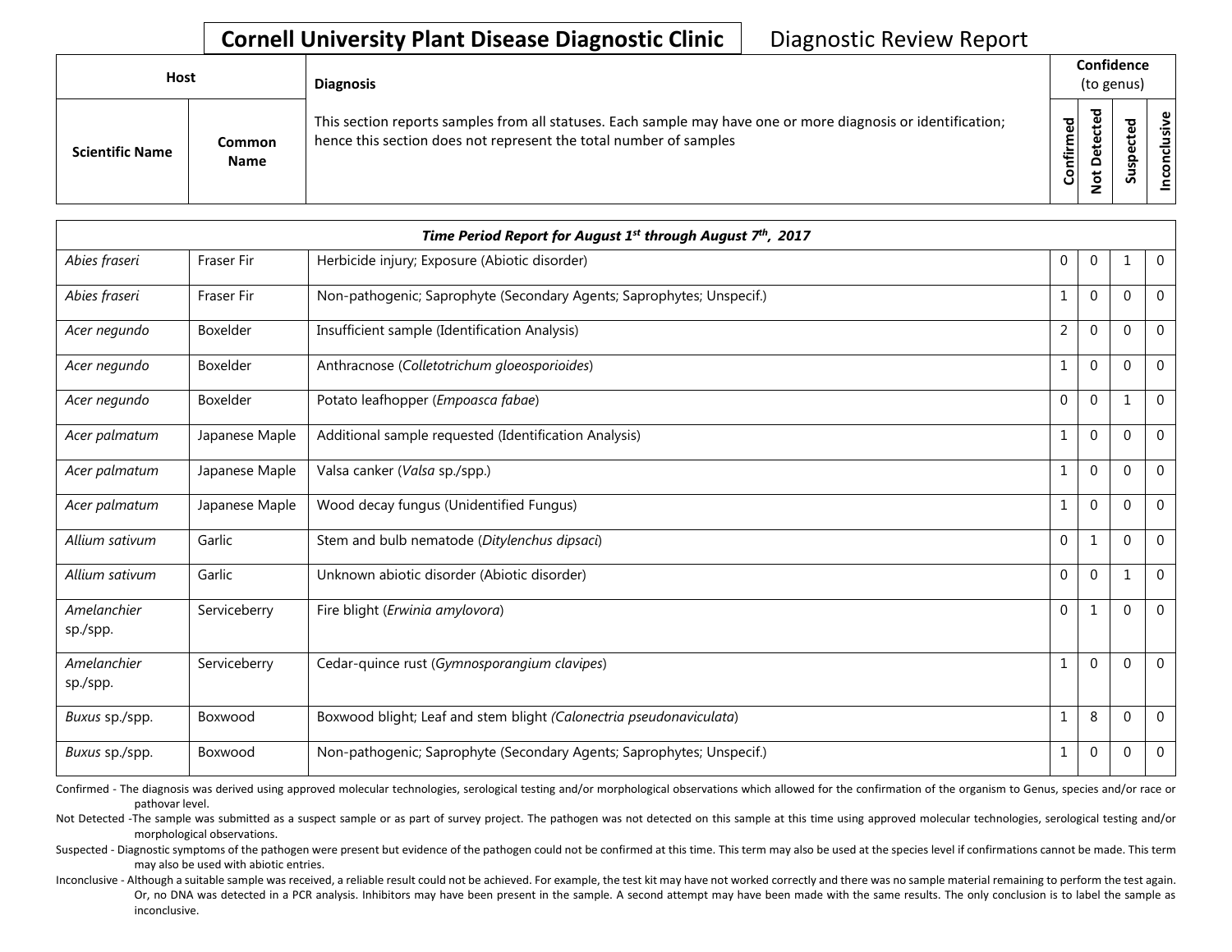# Cornell University Plant Disease Diagnostic Clinic — Diagnostic Review Report

| Host | | Diagnosis | Confidence (to genus) | | | |
|---|---|---|---|---|---|---|
| Scientific Name | Common Name | This section reports samples from all statuses. Each sample may have one or more diagnosis or identification; hence this section does not represent the total number of samples | Confirmed | Not Detected | Suspected | Inconclusive |
| ***Time Period Report for August 1st through August 7th, 2017*** | | | | | | |
| *Abies fraseri* | Fraser Fir | Herbicide injury; Exposure (Abiotic disorder) | 0 | 0 | 1 | 0 |
| *Abies fraseri* | Fraser Fir | Non-pathogenic; Saprophyte (Secondary Agents; Saprophytes; Unspecif.) | 1 | 0 | 0 | 0 |
| *Acer negundo* | Boxelder | Insufficient sample (Identification Analysis) | 2 | 0 | 0 | 0 |
| *Acer negundo* | Boxelder | Anthracnose (*Colletotrichum gloeosporioides*) | 1 | 0 | 0 | 0 |
| *Acer negundo* | Boxelder | Potato leafhopper (*Empoasca fabae*) | 0 | 0 | 1 | 0 |
| *Acer palmatum* | Japanese Maple | Additional sample requested (Identification Analysis) | 1 | 0 | 0 | 0 |
| *Acer palmatum* | Japanese Maple | Valsa canker (*Valsa* sp./spp.) | 1 | 0 | 0 | 0 |
| *Acer palmatum* | Japanese Maple | Wood decay fungus (Unidentified Fungus) | 1 | 0 | 0 | 0 |
| *Allium sativum* | Garlic | Stem and bulb nematode (*Ditylenchus dipsaci*) | 0 | 1 | 0 | 0 |
| *Allium sativum* | Garlic | Unknown abiotic disorder (Abiotic disorder) | 0 | 0 | 1 | 0 |
| *Amelanchier* sp./spp. | Serviceberry | Fire blight (*Erwinia amylovora*) | 0 | 1 | 0 | 0 |
| *Amelanchier* sp./spp. | Serviceberry | Cedar-quince rust (*Gymnosporangium clavipes*) | 1 | 0 | 0 | 0 |
| *Buxus* sp./spp. | Boxwood | Boxwood blight; Leaf and stem blight (*Calonectria pseudonaviculata*) | 1 | 8 | 0 | 0 |
| *Buxus* sp./spp. | Boxwood | Non-pathogenic; Saprophyte (Secondary Agents; Saprophytes; Unspecif.) | 1 | 0 | 0 | 0 |

Confirmed - The diagnosis was derived using approved molecular technologies, serological testing and/or morphological observations which allowed for the confirmation of the organism to Genus, species and/or race or pathovar level.

Not Detected -The sample was submitted as a suspect sample or as part of survey project. The pathogen was not detected on this sample at this time using approved molecular technologies, serological testing and/or morphological observations.

Suspected - Diagnostic symptoms of the pathogen were present but evidence of the pathogen could not be confirmed at this time. This term may also be used at the species level if confirmations cannot be made. This term may also be used with abiotic entries.

Inconclusive - Although a suitable sample was received, a reliable result could not be achieved. For example, the test kit may have not worked correctly and there was no sample material remaining to perform the test again. Or, no DNA was detected in a PCR analysis. Inhibitors may have been present in the sample. A second attempt may have been made with the same results. The only conclusion is to label the sample as inconclusive.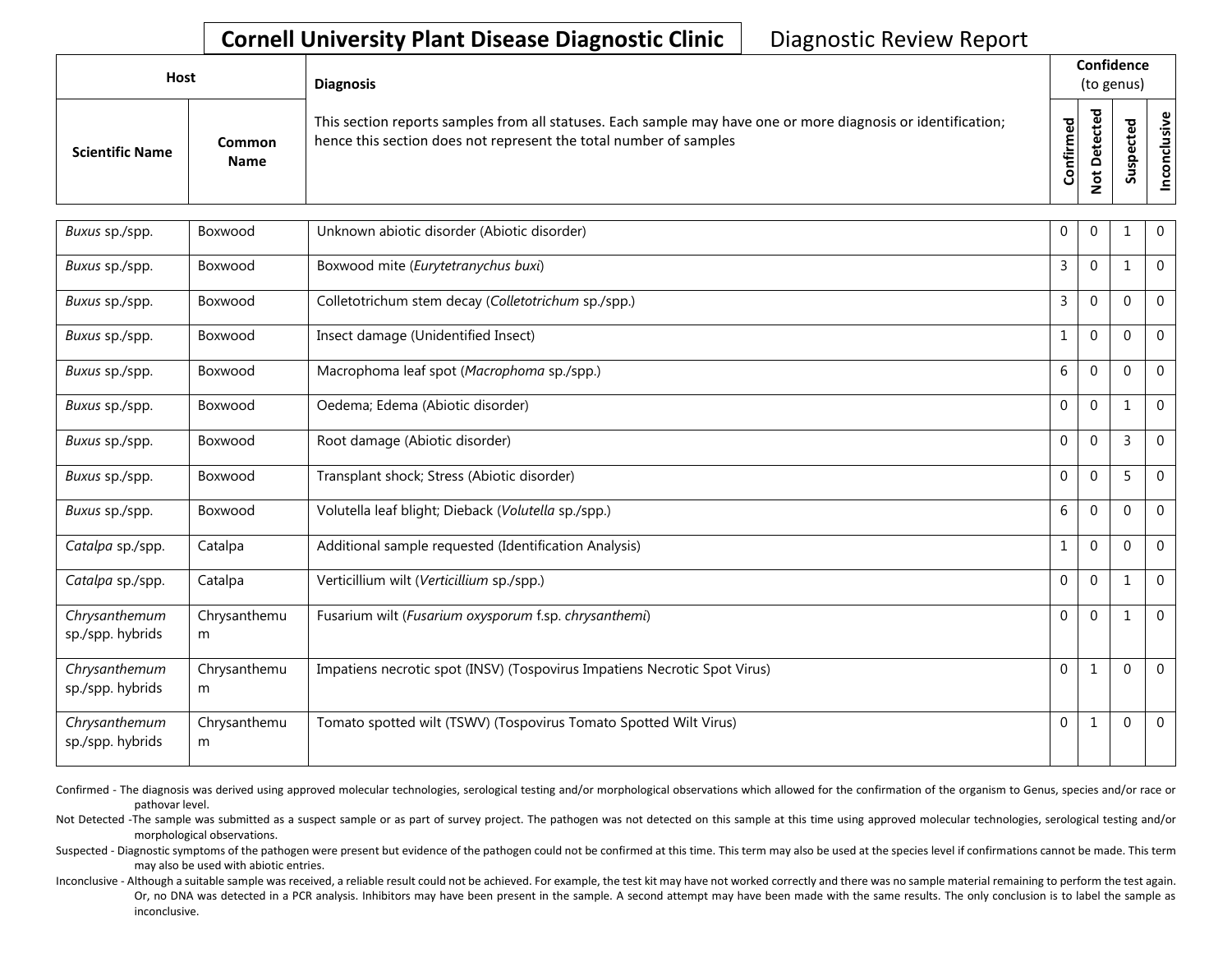# Cornell University Plant Disease Diagnostic Clinic

Diagnostic Review Report

| Host | | Diagnosis | Confidence (to genus) | | | |
|---|---|---|---|---|---|---|
| Scientific Name | Common Name | This section reports samples from all statuses. Each sample may have one or more diagnosis or identification; hence this section does not represent the total number of samples | Confirmed | Not Detected | Suspected | Inconclusive |
| *Buxus* sp./spp. | Boxwood | Unknown abiotic disorder (Abiotic disorder) | 0 | 0 | 1 | 0 |
| *Buxus* sp./spp. | Boxwood | Boxwood mite (*Eurytetranychus buxi*) | 3 | 0 | 1 | 0 |
| *Buxus* sp./spp. | Boxwood | Colletotrichum stem decay (*Colletotrichum* sp./spp.) | 3 | 0 | 0 | 0 |
| *Buxus* sp./spp. | Boxwood | Insect damage (Unidentified Insect) | 1 | 0 | 0 | 0 |
| *Buxus* sp./spp. | Boxwood | Macrophoma leaf spot (*Macrophoma* sp./spp.) | 6 | 0 | 0 | 0 |
| *Buxus* sp./spp. | Boxwood | Oedema; Edema (Abiotic disorder) | 0 | 0 | 1 | 0 |
| *Buxus* sp./spp. | Boxwood | Root damage (Abiotic disorder) | 0 | 0 | 3 | 0 |
| *Buxus* sp./spp. | Boxwood | Transplant shock; Stress (Abiotic disorder) | 0 | 0 | 5 | 0 |
| *Buxus* sp./spp. | Boxwood | Volutella leaf blight; Dieback (*Volutella* sp./spp.) | 6 | 0 | 0 | 0 |
| *Catalpa* sp./spp. | Catalpa | Additional sample requested (Identification Analysis) | 1 | 0 | 0 | 0 |
| *Catalpa* sp./spp. | Catalpa | Verticillium wilt (*Verticillium* sp./spp.) | 0 | 0 | 1 | 0 |
| *Chrysanthemum* sp./spp. hybrids | Chrysanthemum | Fusarium wilt (*Fusarium oxysporum* f.sp. *chrysanthemi*) | 0 | 0 | 1 | 0 |
| *Chrysanthemum* sp./spp. hybrids | Chrysanthemum | Impatiens necrotic spot (INSV) (Tospovirus Impatiens Necrotic Spot Virus) | 0 | 1 | 0 | 0 |
| *Chrysanthemum* sp./spp. hybrids | Chrysanthemum | Tomato spotted wilt (TSWV) (Tospovirus Tomato Spotted Wilt Virus) | 0 | 1 | 0 | 0 |

Confirmed - The diagnosis was derived using approved molecular technologies, serological testing and/or morphological observations which allowed for the confirmation of the organism to Genus, species and/or race or pathovar level.

Not Detected -The sample was submitted as a suspect sample or as part of survey project. The pathogen was not detected on this sample at this time using approved molecular technologies, serological testing and/or morphological observations.

Suspected - Diagnostic symptoms of the pathogen were present but evidence of the pathogen could not be confirmed at this time. This term may also be used at the species level if confirmations cannot be made. This term may also be used with abiotic entries.

Inconclusive - Although a suitable sample was received, a reliable result could not be achieved. For example, the test kit may have not worked correctly and there was no sample material remaining to perform the test again. Or, no DNA was detected in a PCR analysis. Inhibitors may have been present in the sample. A second attempt may have been made with the same results. The only conclusion is to label the sample as inconclusive.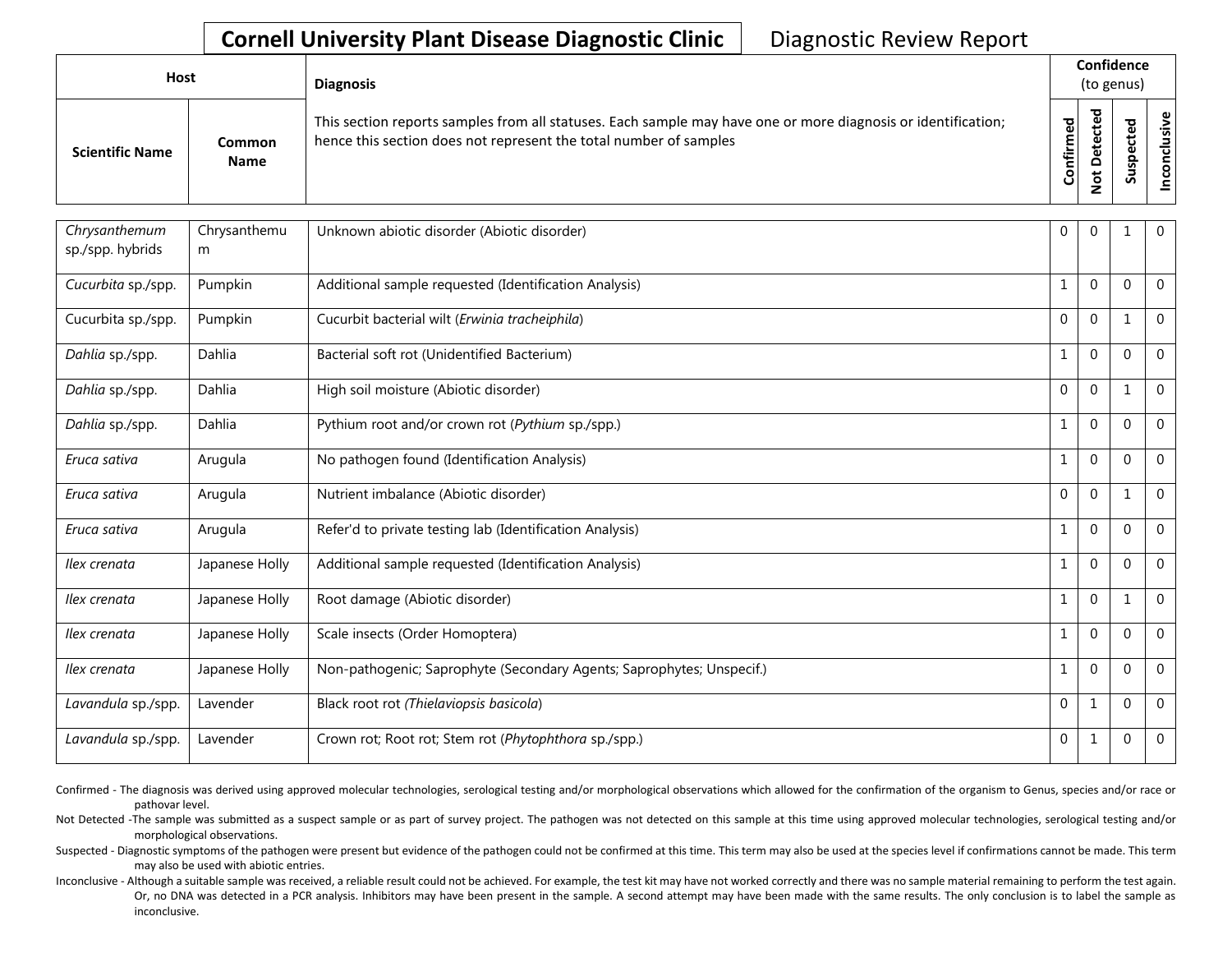**Cornell University Plant Disease Diagnostic Clinic** Diagnostic Review Report

| Host | | Diagnosis | Confidence (to genus) | | | |
|---|---|---|---|---|---|---|
| Scientific Name | Common Name | This section reports samples from all statuses. Each sample may have one or more diagnosis or identification; hence this section does not represent the total number of samples | Confirmed | Not Detected | Suspected | Inconclusive |
| *Chrysanthemum* sp./spp. hybrids | Chrysanthemum | Unknown abiotic disorder (Abiotic disorder) | 0 | 0 | 1 | 0 |
| *Cucurbita* sp./spp. | Pumpkin | Additional sample requested (Identification Analysis) | 1 | 0 | 0 | 0 |
| Cucurbita sp./spp. | Pumpkin | Cucurbit bacterial wilt (*Erwinia tracheiphila*) | 0 | 0 | 1 | 0 |
| *Dahlia* sp./spp. | Dahlia | Bacterial soft rot (Unidentified Bacterium) | 1 | 0 | 0 | 0 |
| *Dahlia* sp./spp. | Dahlia | High soil moisture (Abiotic disorder) | 0 | 0 | 1 | 0 |
| *Dahlia* sp./spp. | Dahlia | Pythium root and/or crown rot (*Pythium* sp./spp.) | 1 | 0 | 0 | 0 |
| *Eruca sativa* | Arugula | No pathogen found (Identification Analysis) | 1 | 0 | 0 | 0 |
| *Eruca sativa* | Arugula | Nutrient imbalance (Abiotic disorder) | 0 | 0 | 1 | 0 |
| *Eruca sativa* | Arugula | Refer'd to private testing lab (Identification Analysis) | 1 | 0 | 0 | 0 |
| *Ilex crenata* | Japanese Holly | Additional sample requested (Identification Analysis) | 1 | 0 | 0 | 0 |
| *Ilex crenata* | Japanese Holly | Root damage (Abiotic disorder) | 1 | 0 | 1 | 0 |
| *Ilex crenata* | Japanese Holly | Scale insects (Order Homoptera) | 1 | 0 | 0 | 0 |
| *Ilex crenata* | Japanese Holly | Non-pathogenic; Saprophyte (Secondary Agents; Saprophytes; Unspecif.) | 1 | 0 | 0 | 0 |
| *Lavandula* sp./spp. | Lavender | Black root rot (*Thielaviopsis basicola*) | 0 | 1 | 0 | 0 |
| *Lavandula* sp./spp. | Lavender | Crown rot; Root rot; Stem rot (*Phytophthora* sp./spp.) | 0 | 1 | 0 | 0 |

Confirmed - The diagnosis was derived using approved molecular technologies, serological testing and/or morphological observations which allowed for the confirmation of the organism to Genus, species and/or race or pathovar level.

Not Detected -The sample was submitted as a suspect sample or as part of survey project. The pathogen was not detected on this sample at this time using approved molecular technologies, serological testing and/or morphological observations.

Suspected - Diagnostic symptoms of the pathogen were present but evidence of the pathogen could not be confirmed at this time. This term may also be used at the species level if confirmations cannot be made. This term may also be used with abiotic entries.

Inconclusive - Although a suitable sample was received, a reliable result could not be achieved. For example, the test kit may have not worked correctly and there was no sample material remaining to perform the test again. Or, no DNA was detected in a PCR analysis. Inhibitors may have been present in the sample. A second attempt may have been made with the same results. The only conclusion is to label the sample as inconclusive.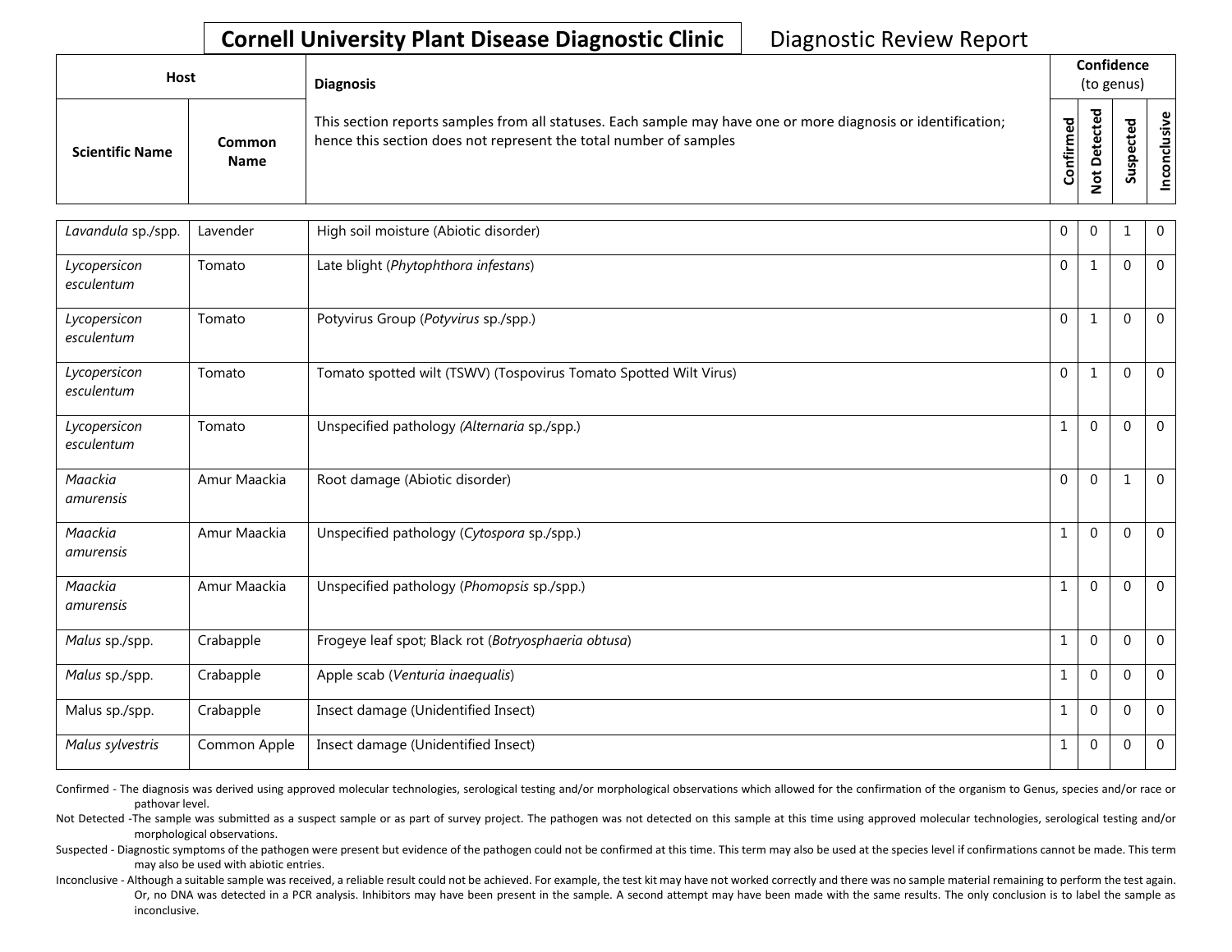**Cornell University Plant Disease Diagnostic Clinic** Diagnostic Review Report

| Host | | Diagnosis | Confidence (to genus) | | | |
|---|---|---|---|---|---|---|
| **Scientific Name** | **Common Name** | This section reports samples from all statuses. Each sample may have one or more diagnosis or identification; hence this section does not represent the total number of samples | **Confirmed** | **Not Detected** | **Suspected** | **Inconclusive** |
| *Lavandula* sp./spp. | Lavender | High soil moisture (Abiotic disorder) | 0 | 0 | 1 | 0 |
| *Lycopersicon esculentum* | Tomato | Late blight (*Phytophthora infestans*) | 0 | 1 | 0 | 0 |
| *Lycopersicon esculentum* | Tomato | Potyvirus Group (*Potyvirus* sp./spp.) | 0 | 1 | 0 | 0 |
| *Lycopersicon esculentum* | Tomato | Tomato spotted wilt (TSWV) (Tospovirus Tomato Spotted Wilt Virus) | 0 | 1 | 0 | 0 |
| *Lycopersicon esculentum* | Tomato | Unspecified pathology (*Alternaria* sp./spp.) | 1 | 0 | 0 | 0 |
| *Maackia amurensis* | Amur Maackia | Root damage (Abiotic disorder) | 0 | 0 | 1 | 0 |
| *Maackia amurensis* | Amur Maackia | Unspecified pathology (*Cytospora* sp./spp.) | 1 | 0 | 0 | 0 |
| *Maackia amurensis* | Amur Maackia | Unspecified pathology (*Phomopsis* sp./spp.) | 1 | 0 | 0 | 0 |
| *Malus* sp./spp. | Crabapple | Frogeye leaf spot; Black rot (*Botryosphaeria obtusa*) | 1 | 0 | 0 | 0 |
| *Malus* sp./spp. | Crabapple | Apple scab (*Venturia inaequalis*) | 1 | 0 | 0 | 0 |
| Malus sp./spp. | Crabapple | Insect damage (Unidentified Insect) | 1 | 0 | 0 | 0 |
| *Malus sylvestris* | Common Apple | Insect damage (Unidentified Insect) | 1 | 0 | 0 | 0 |

Confirmed - The diagnosis was derived using approved molecular technologies, serological testing and/or morphological observations which allowed for the confirmation of the organism to Genus, species and/or race or pathovar level.

Not Detected -The sample was submitted as a suspect sample or as part of survey project. The pathogen was not detected on this sample at this time using approved molecular technologies, serological testing and/or morphological observations.

Suspected - Diagnostic symptoms of the pathogen were present but evidence of the pathogen could not be confirmed at this time. This term may also be used at the species level if confirmations cannot be made. This term may also be used with abiotic entries.

Inconclusive - Although a suitable sample was received, a reliable result could not be achieved. For example, the test kit may have not worked correctly and there was no sample material remaining to perform the test again. Or, no DNA was detected in a PCR analysis. Inhibitors may have been present in the sample. A second attempt may have been made with the same results. The only conclusion is to label the sample as inconclusive.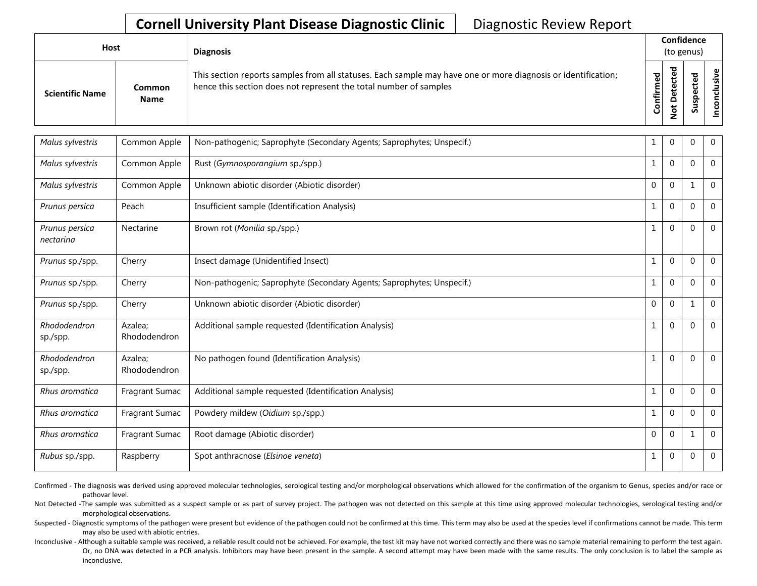**Cornell University Plant Disease Diagnostic Clinic** Diagnostic Review Report

| Host | | Diagnosis | Confidence (to genus) | | | |
|---|---|---|---|---|---|---|
| Scientific Name | Common Name | This section reports samples from all statuses. Each sample may have one or more diagnosis or identification; hence this section does not represent the total number of samples | Confirmed | Not Detected | Suspected | Inconclusive |
| *Malus sylvestris* | Common Apple | Non-pathogenic; Saprophyte (Secondary Agents; Saprophytes; Unspecif.) | 1 | 0 | 0 | 0 |
| *Malus sylvestris* | Common Apple | Rust (*Gymnosporangium* sp./spp.) | 1 | 0 | 0 | 0 |
| *Malus sylvestris* | Common Apple | Unknown abiotic disorder (Abiotic disorder) | 0 | 0 | 1 | 0 |
| *Prunus persica* | Peach | Insufficient sample (Identification Analysis) | 1 | 0 | 0 | 0 |
| *Prunus persica nectarina* | Nectarine | Brown rot (*Monilia* sp./spp.) | 1 | 0 | 0 | 0 |
| *Prunus* sp./spp. | Cherry | Insect damage (Unidentified Insect) | 1 | 0 | 0 | 0 |
| *Prunus* sp./spp. | Cherry | Non-pathogenic; Saprophyte (Secondary Agents; Saprophytes; Unspecif.) | 1 | 0 | 0 | 0 |
| *Prunus* sp./spp. | Cherry | Unknown abiotic disorder (Abiotic disorder) | 0 | 0 | 1 | 0 |
| *Rhododendron* sp./spp. | Azalea; Rhododendron | Additional sample requested (Identification Analysis) | 1 | 0 | 0 | 0 |
| *Rhododendron* sp./spp. | Azalea; Rhododendron | No pathogen found (Identification Analysis) | 1 | 0 | 0 | 0 |
| *Rhus aromatica* | Fragrant Sumac | Additional sample requested (Identification Analysis) | 1 | 0 | 0 | 0 |
| *Rhus aromatica* | Fragrant Sumac | Powdery mildew (*Oidium* sp./spp.) | 1 | 0 | 0 | 0 |
| *Rhus aromatica* | Fragrant Sumac | Root damage (Abiotic disorder) | 0 | 0 | 1 | 0 |
| *Rubus* sp./spp. | Raspberry | Spot anthracnose (*Elsinoe veneta*) | 1 | 0 | 0 | 0 |

Confirmed - The diagnosis was derived using approved molecular technologies, serological testing and/or morphological observations which allowed for the confirmation of the organism to Genus, species and/or race or pathovar level.

Not Detected -The sample was submitted as a suspect sample or as part of survey project. The pathogen was not detected on this sample at this time using approved molecular technologies, serological testing and/or morphological observations.

Suspected - Diagnostic symptoms of the pathogen were present but evidence of the pathogen could not be confirmed at this time. This term may also be used at the species level if confirmations cannot be made. This term may also be used with abiotic entries.

Inconclusive - Although a suitable sample was received, a reliable result could not be achieved. For example, the test kit may have not worked correctly and there was no sample material remaining to perform the test again. Or, no DNA was detected in a PCR analysis. Inhibitors may have been present in the sample. A second attempt may have been made with the same results. The only conclusion is to label the sample as inconclusive.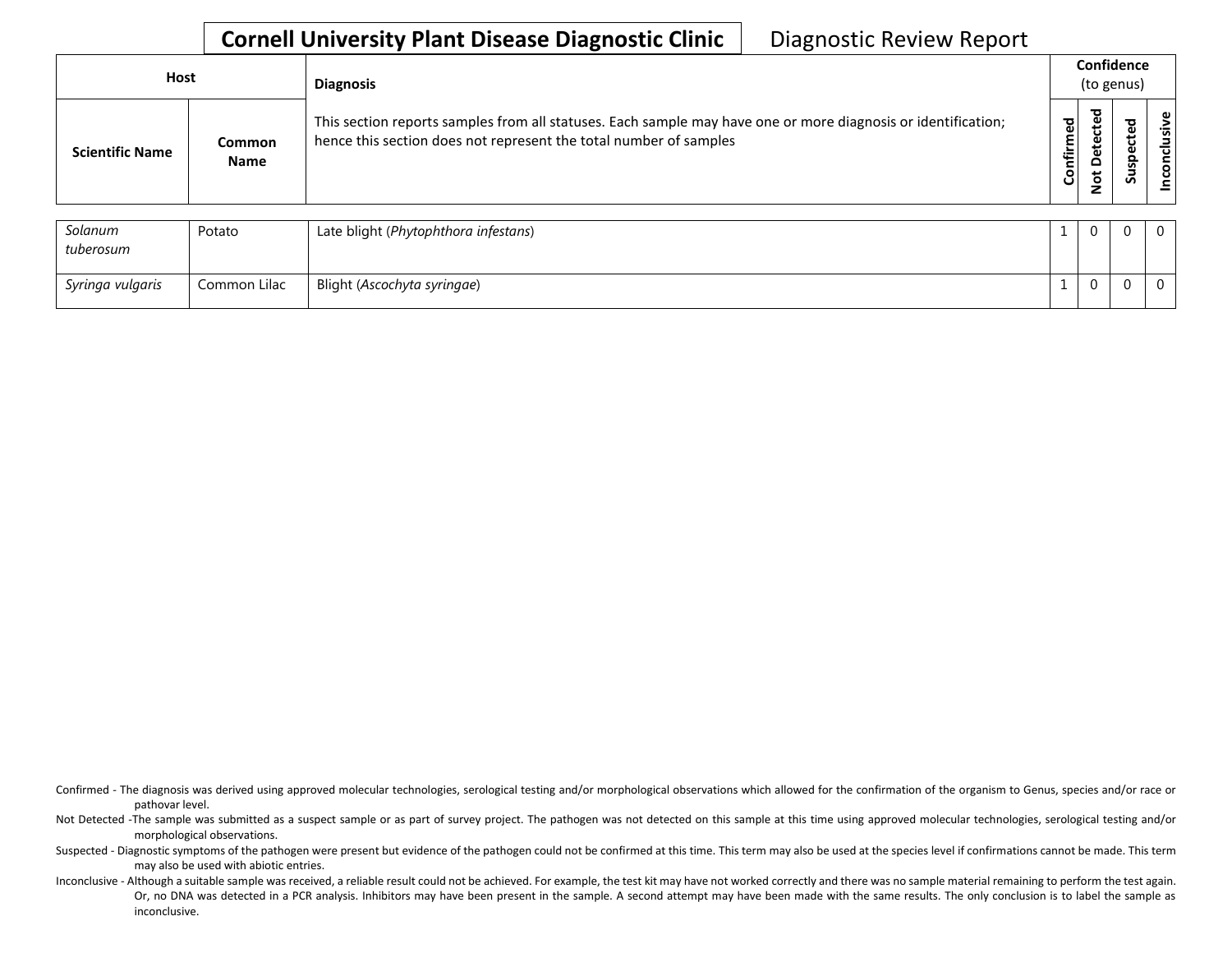**Cornell University Plant Disease Diagnostic Clinic** Diagnostic Review Report

| Host | | Diagnosis | Confidence (to genus) | | | |
|---|---|---|---|---|---|---|
| **Scientific Name** | **Common Name** | This section reports samples from all statuses. Each sample may have one or more diagnosis or identification; hence this section does not represent the total number of samples | **Confirmed** | **Not Detected** | **Suspected** | **Inconclusive** |
| *Solanum tuberosum* | Potato | Late blight (*Phytophthora infestans*) | 1 | 0 | 0 | 0 |
| *Syringa vulgaris* | Common Lilac | Blight (*Ascochyta syringae*) | 1 | 0 | 0 | 0 |

Confirmed - The diagnosis was derived using approved molecular technologies, serological testing and/or morphological observations which allowed for the confirmation of the organism to Genus, species and/or race or pathovar level.

Not Detected -The sample was submitted as a suspect sample or as part of survey project. The pathogen was not detected on this sample at this time using approved molecular technologies, serological testing and/or morphological observations.

Suspected - Diagnostic symptoms of the pathogen were present but evidence of the pathogen could not be confirmed at this time. This term may also be used at the species level if confirmations cannot be made. This term may also be used with abiotic entries.

Inconclusive - Although a suitable sample was received, a reliable result could not be achieved. For example, the test kit may have not worked correctly and there was no sample material remaining to perform the test again. Or, no DNA was detected in a PCR analysis. Inhibitors may have been present in the sample. A second attempt may have been made with the same results. The only conclusion is to label the sample as inconclusive.